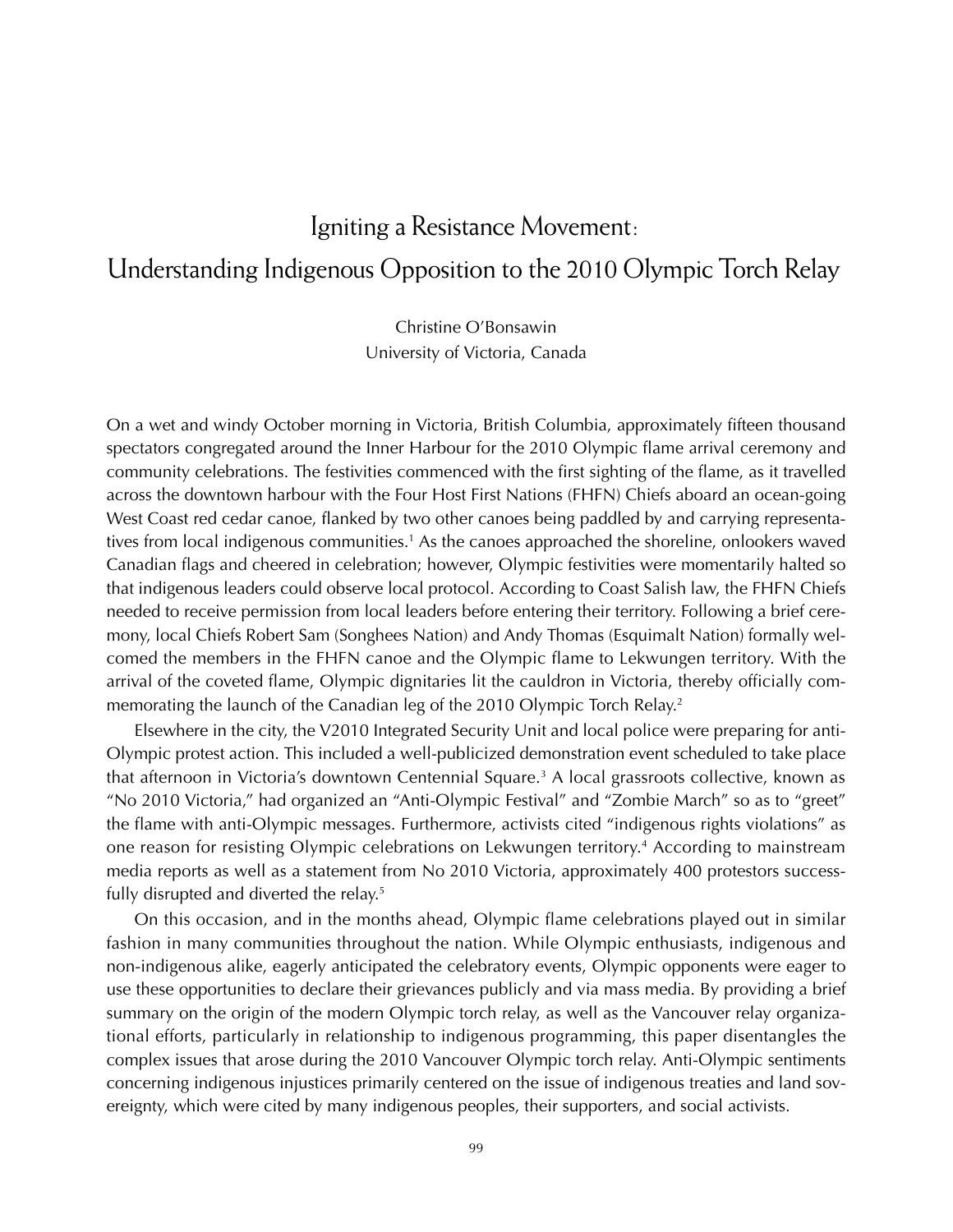# Igniting a Resistance Movement: Understanding Indigenous Opposition to the 2010 Olympic Torch Relay

Christine O'Bonsawin
University of Victoria, Canada

On a wet and windy October morning in Victoria, British Columbia, approximately fifteen thousand spectators congregated around the Inner Harbour for the 2010 Olympic flame arrival ceremony and community celebrations. The festivities commenced with the first sighting of the flame, as it travelled across the downtown harbour with the Four Host First Nations (FHFN) Chiefs aboard an ocean-going West Coast red cedar canoe, flanked by two other canoes being paddled by and carrying representatives from local indigenous communities.[1] As the canoes approached the shoreline, onlookers waved Canadian flags and cheered in celebration; however, Olympic festivities were momentarily halted so that indigenous leaders could observe local protocol. According to Coast Salish law, the FHFN Chiefs needed to receive permission from local leaders before entering their territory. Following a brief ceremony, local Chiefs Robert Sam (Songhees Nation) and Andy Thomas (Esquimalt Nation) formally welcomed the members in the FHFN canoe and the Olympic flame to Lekwungen territory. With the arrival of the coveted flame, Olympic dignitaries lit the cauldron in Victoria, thereby officially commemorating the launch of the Canadian leg of the 2010 Olympic Torch Relay.[2]

Elsewhere in the city, the V2010 Integrated Security Unit and local police were preparing for anti-Olympic protest action. This included a well-publicized demonstration event scheduled to take place that afternoon in Victoria's downtown Centennial Square.[3] A local grassroots collective, known as "No 2010 Victoria," had organized an "Anti-Olympic Festival" and "Zombie March" so as to "greet" the flame with anti-Olympic messages. Furthermore, activists cited "indigenous rights violations" as one reason for resisting Olympic celebrations on Lekwungen territory.[4] According to mainstream media reports as well as a statement from No 2010 Victoria, approximately 400 protestors successfully disrupted and diverted the relay.[5]

On this occasion, and in the months ahead, Olympic flame celebrations played out in similar fashion in many communities throughout the nation. While Olympic enthusiasts, indigenous and non-indigenous alike, eagerly anticipated the celebratory events, Olympic opponents were eager to use these opportunities to declare their grievances publicly and via mass media. By providing a brief summary on the origin of the modern Olympic torch relay, as well as the Vancouver relay organizational efforts, particularly in relationship to indigenous programming, this paper disentangles the complex issues that arose during the 2010 Vancouver Olympic torch relay. Anti-Olympic sentiments concerning indigenous injustices primarily centered on the issue of indigenous treaties and land sovereignty, which were cited by many indigenous peoples, their supporters, and social activists.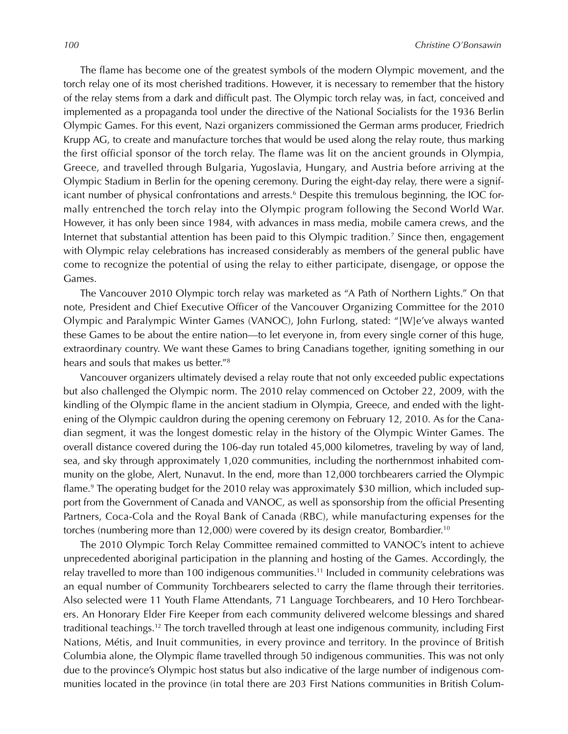The flame has become one of the greatest symbols of the modern Olympic movement, and the torch relay one of its most cherished traditions. However, it is necessary to remember that the history of the relay stems from a dark and difficult past. The Olympic torch relay was, in fact, conceived and implemented as a propaganda tool under the directive of the National Socialists for the 1936 Berlin Olympic Games. For this event, Nazi organizers commissioned the German arms producer, Friedrich Krupp AG, to create and manufacture torches that would be used along the relay route, thus marking the first official sponsor of the torch relay. The flame was lit on the ancient grounds in Olympia, Greece, and travelled through Bulgaria, Yugoslavia, Hungary, and Austria before arriving at the Olympic Stadium in Berlin for the opening ceremony. During the eight-day relay, there were a significant number of physical confrontations and arrests.[6] Despite this tremulous beginning, the IOC formally entrenched the torch relay into the Olympic program following the Second World War. However, it has only been since 1984, with advances in mass media, mobile camera crews, and the Internet that substantial attention has been paid to this Olympic tradition.[7] Since then, engagement with Olympic relay celebrations has increased considerably as members of the general public have come to recognize the potential of using the relay to either participate, disengage, or oppose the Games.

The Vancouver 2010 Olympic torch relay was marketed as "A Path of Northern Lights." On that note, President and Chief Executive Officer of the Vancouver Organizing Committee for the 2010 Olympic and Paralympic Winter Games (VANOC), John Furlong, stated: "[W]e've always wanted these Games to be about the entire nation—to let everyone in, from every single corner of this huge, extraordinary country. We want these Games to bring Canadians together, igniting something in our hears and souls that makes us better."[8]

Vancouver organizers ultimately devised a relay route that not only exceeded public expectations but also challenged the Olympic norm. The 2010 relay commenced on October 22, 2009, with the kindling of the Olympic flame in the ancient stadium in Olympia, Greece, and ended with the lightening of the Olympic cauldron during the opening ceremony on February 12, 2010. As for the Canadian segment, it was the longest domestic relay in the history of the Olympic Winter Games. The overall distance covered during the 106-day run totaled 45,000 kilometres, traveling by way of land, sea, and sky through approximately 1,020 communities, including the northernmost inhabited community on the globe, Alert, Nunavut. In the end, more than 12,000 torchbearers carried the Olympic flame.[9] The operating budget for the 2010 relay was approximately $30 million, which included support from the Government of Canada and VANOC, as well as sponsorship from the official Presenting Partners, Coca-Cola and the Royal Bank of Canada (RBC), while manufacturing expenses for the torches (numbering more than 12,000) were covered by its design creator, Bombardier.[10]

The 2010 Olympic Torch Relay Committee remained committed to VANOC's intent to achieve unprecedented aboriginal participation in the planning and hosting of the Games. Accordingly, the relay travelled to more than 100 indigenous communities.[11] Included in community celebrations was an equal number of Community Torchbearers selected to carry the flame through their territories. Also selected were 11 Youth Flame Attendants, 71 Language Torchbearers, and 10 Hero Torchbearers. An Honorary Elder Fire Keeper from each community delivered welcome blessings and shared traditional teachings.[12] The torch travelled through at least one indigenous community, including First Nations, Métis, and Inuit communities, in every province and territory. In the province of British Columbia alone, the Olympic flame travelled through 50 indigenous communities. This was not only due to the province's Olympic host status but also indicative of the large number of indigenous communities located in the province (in total there are 203 First Nations communities in British Colum-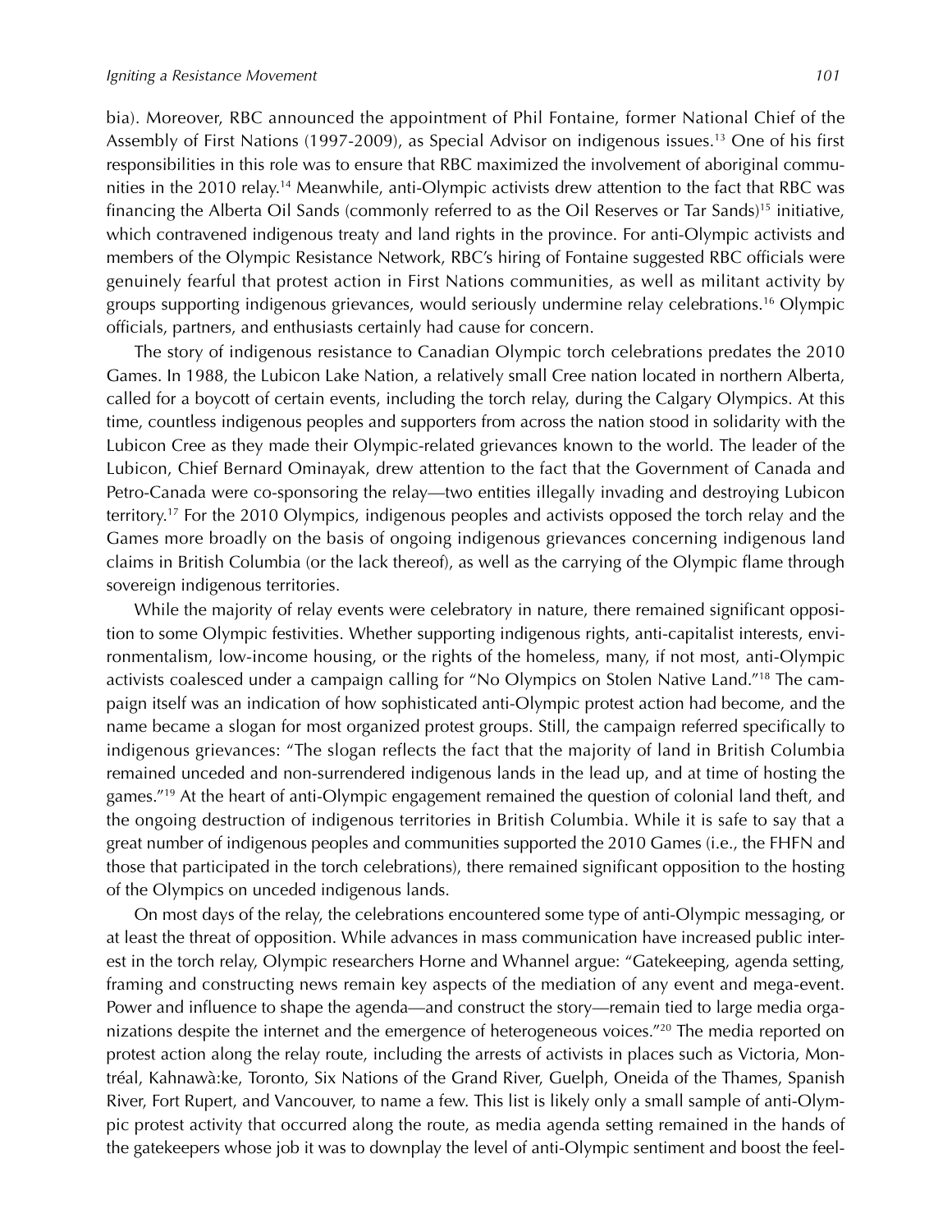bia). Moreover, RBC announced the appointment of Phil Fontaine, former National Chief of the Assembly of First Nations (1997-2009), as Special Advisor on indigenous issues.[13] One of his first responsibilities in this role was to ensure that RBC maximized the involvement of aboriginal communities in the 2010 relay.[14] Meanwhile, anti-Olympic activists drew attention to the fact that RBC was financing the Alberta Oil Sands (commonly referred to as the Oil Reserves or Tar Sands)[15] initiative, which contravened indigenous treaty and land rights in the province. For anti-Olympic activists and members of the Olympic Resistance Network, RBC's hiring of Fontaine suggested RBC officials were genuinely fearful that protest action in First Nations communities, as well as militant activity by groups supporting indigenous grievances, would seriously undermine relay celebrations.[16] Olympic officials, partners, and enthusiasts certainly had cause for concern.

The story of indigenous resistance to Canadian Olympic torch celebrations predates the 2010 Games. In 1988, the Lubicon Lake Nation, a relatively small Cree nation located in northern Alberta, called for a boycott of certain events, including the torch relay, during the Calgary Olympics. At this time, countless indigenous peoples and supporters from across the nation stood in solidarity with the Lubicon Cree as they made their Olympic-related grievances known to the world. The leader of the Lubicon, Chief Bernard Ominayak, drew attention to the fact that the Government of Canada and Petro-Canada were co-sponsoring the relay—two entities illegally invading and destroying Lubicon territory.[17] For the 2010 Olympics, indigenous peoples and activists opposed the torch relay and the Games more broadly on the basis of ongoing indigenous grievances concerning indigenous land claims in British Columbia (or the lack thereof), as well as the carrying of the Olympic flame through sovereign indigenous territories.

While the majority of relay events were celebratory in nature, there remained significant opposition to some Olympic festivities. Whether supporting indigenous rights, anti-capitalist interests, environmentalism, low-income housing, or the rights of the homeless, many, if not most, anti-Olympic activists coalesced under a campaign calling for "No Olympics on Stolen Native Land."[18] The campaign itself was an indication of how sophisticated anti-Olympic protest action had become, and the name became a slogan for most organized protest groups. Still, the campaign referred specifically to indigenous grievances: "The slogan reflects the fact that the majority of land in British Columbia remained unceded and non-surrendered indigenous lands in the lead up, and at time of hosting the games."[19] At the heart of anti-Olympic engagement remained the question of colonial land theft, and the ongoing destruction of indigenous territories in British Columbia. While it is safe to say that a great number of indigenous peoples and communities supported the 2010 Games (i.e., the FHFN and those that participated in the torch celebrations), there remained significant opposition to the hosting of the Olympics on unceded indigenous lands.

On most days of the relay, the celebrations encountered some type of anti-Olympic messaging, or at least the threat of opposition. While advances in mass communication have increased public interest in the torch relay, Olympic researchers Horne and Whannel argue: "Gatekeeping, agenda setting, framing and constructing news remain key aspects of the mediation of any event and mega-event. Power and influence to shape the agenda—and construct the story—remain tied to large media organizations despite the internet and the emergence of heterogeneous voices."[20] The media reported on protest action along the relay route, including the arrests of activists in places such as Victoria, Montréal, Kahnawà:ke, Toronto, Six Nations of the Grand River, Guelph, Oneida of the Thames, Spanish River, Fort Rupert, and Vancouver, to name a few. This list is likely only a small sample of anti-Olympic protest activity that occurred along the route, as media agenda setting remained in the hands of the gatekeepers whose job it was to downplay the level of anti-Olympic sentiment and boost the feel-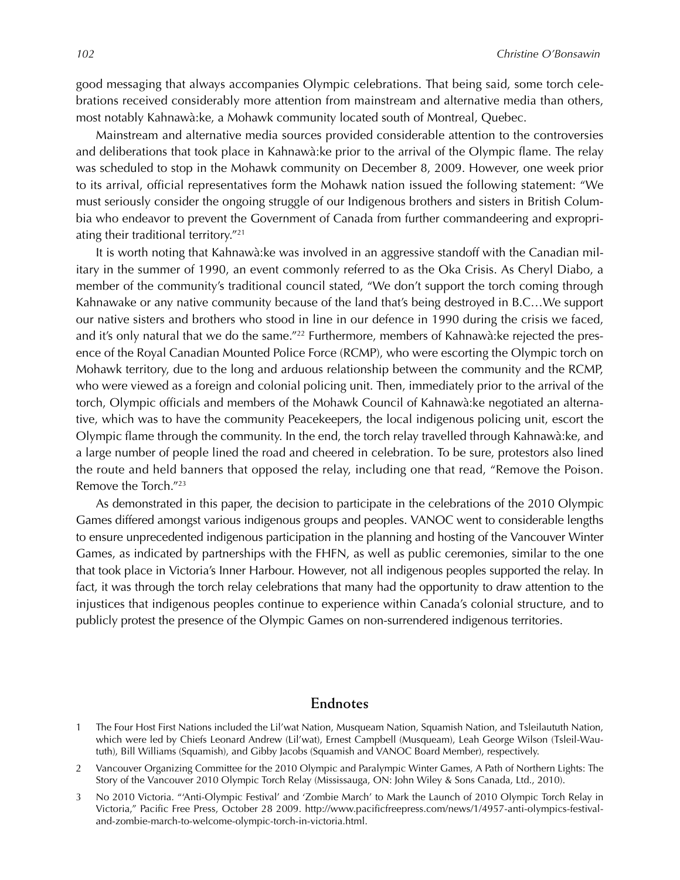good messaging that always accompanies Olympic celebrations. That being said, some torch celebrations received considerably more attention from mainstream and alternative media than others, most notably Kahnawà:ke, a Mohawk community located south of Montreal, Quebec.

Mainstream and alternative media sources provided considerable attention to the controversies and deliberations that took place in Kahnawà:ke prior to the arrival of the Olympic flame. The relay was scheduled to stop in the Mohawk community on December 8, 2009. However, one week prior to its arrival, official representatives form the Mohawk nation issued the following statement: "We must seriously consider the ongoing struggle of our Indigenous brothers and sisters in British Columbia who endeavor to prevent the Government of Canada from further commandeering and expropriating their traditional territory."[21]

It is worth noting that Kahnawà:ke was involved in an aggressive standoff with the Canadian military in the summer of 1990, an event commonly referred to as the Oka Crisis. As Cheryl Diabo, a member of the community's traditional council stated, "We don't support the torch coming through Kahnawake or any native community because of the land that's being destroyed in B.C…We support our native sisters and brothers who stood in line in our defence in 1990 during the crisis we faced, and it's only natural that we do the same."[22] Furthermore, members of Kahnawà:ke rejected the presence of the Royal Canadian Mounted Police Force (RCMP), who were escorting the Olympic torch on Mohawk territory, due to the long and arduous relationship between the community and the RCMP, who were viewed as a foreign and colonial policing unit. Then, immediately prior to the arrival of the torch, Olympic officials and members of the Mohawk Council of Kahnawà:ke negotiated an alternative, which was to have the community Peacekeepers, the local indigenous policing unit, escort the Olympic flame through the community. In the end, the torch relay travelled through Kahnawà:ke, and a large number of people lined the road and cheered in celebration. To be sure, protestors also lined the route and held banners that opposed the relay, including one that read, "Remove the Poison. Remove the Torch."[23]

As demonstrated in this paper, the decision to participate in the celebrations of the 2010 Olympic Games differed amongst various indigenous groups and peoples. VANOC went to considerable lengths to ensure unprecedented indigenous participation in the planning and hosting of the Vancouver Winter Games, as indicated by partnerships with the FHFN, as well as public ceremonies, similar to the one that took place in Victoria's Inner Harbour. However, not all indigenous peoples supported the relay. In fact, it was through the torch relay celebrations that many had the opportunity to draw attention to the injustices that indigenous peoples continue to experience within Canada's colonial structure, and to publicly protest the presence of the Olympic Games on non-surrendered indigenous territories.

## Endnotes

1 The Four Host First Nations included the Lil'wat Nation, Musqueam Nation, Squamish Nation, and Tsleilaututh Nation, which were led by Chiefs Leonard Andrew (Lil'wat), Ernest Campbell (Musqueam), Leah George Wilson (Tsleil-Waututh), Bill Williams (Squamish), and Gibby Jacobs (Squamish and VANOC Board Member), respectively.

2 Vancouver Organizing Committee for the 2010 Olympic and Paralympic Winter Games, A Path of Northern Lights: The Story of the Vancouver 2010 Olympic Torch Relay (Mississauga, ON: John Wiley & Sons Canada, Ltd., 2010).

3 No 2010 Victoria. "'Anti-Olympic Festival' and 'Zombie March' to Mark the Launch of 2010 Olympic Torch Relay in Victoria," Pacific Free Press, October 28 2009. http://www.pacificfreepress.com/news/1/4957-anti-olympics-festival-and-zombie-march-to-welcome-olympic-torch-in-victoria.html.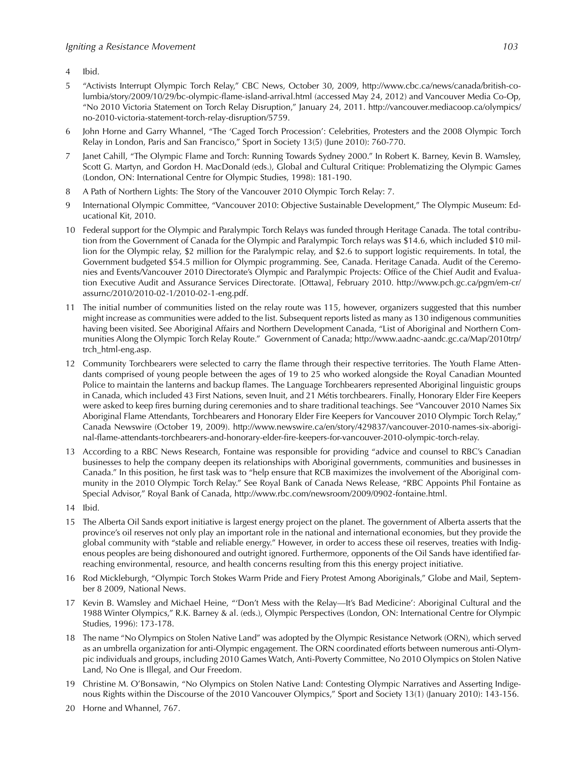4 Ibid.

5 "Activists Interrupt Olympic Torch Relay," CBC News, October 30, 2009, http://www.cbc.ca/news/canada/british-columbia/story/2009/10/29/bc-olympic-flame-island-arrival.html (accessed May 24, 2012) and Vancouver Media Co-Op, "No 2010 Victoria Statement on Torch Relay Disruption," January 24, 2011. http://vancouver.mediacoop.ca/olympics/no-2010-victoria-statement-torch-relay-disruption/5759.

6 John Horne and Garry Whannel, "The 'Caged Torch Procession': Celebrities, Protesters and the 2008 Olympic Torch Relay in London, Paris and San Francisco," Sport in Society 13(5) (June 2010): 760-770.

7 Janet Cahill, "The Olympic Flame and Torch: Running Towards Sydney 2000." In Robert K. Barney, Kevin B. Wamsley, Scott G. Martyn, and Gordon H. MacDonald (eds.), Global and Cultural Critique: Problematizing the Olympic Games (London, ON: International Centre for Olympic Studies, 1998): 181-190.

8 A Path of Northern Lights: The Story of the Vancouver 2010 Olympic Torch Relay: 7.

9 International Olympic Committee, "Vancouver 2010: Objective Sustainable Development," The Olympic Museum: Educational Kit, 2010.

10 Federal support for the Olympic and Paralympic Torch Relays was funded through Heritage Canada. The total contribution from the Government of Canada for the Olympic and Paralympic Torch relays was $14.6, which included $10 million for the Olympic relay, $2 million for the Paralympic relay, and $2.6 to support logistic requirements. In total, the Government budgeted $54.5 million for Olympic programming. See, Canada. Heritage Canada. Audit of the Ceremonies and Events/Vancouver 2010 Directorate's Olympic and Paralympic Projects: Office of the Chief Audit and Evaluation Executive Audit and Assurance Services Directorate. [Ottawa], February 2010. http://www.pch.gc.ca/pgm/em-cr/assurnc/2010/2010-02-1/2010-02-1-eng.pdf.

11 The initial number of communities listed on the relay route was 115, however, organizers suggested that this number might increase as communities were added to the list. Subsequent reports listed as many as 130 indigenous communities having been visited. See Aboriginal Affairs and Northern Development Canada, "List of Aboriginal and Northern Communities Along the Olympic Torch Relay Route." Government of Canada; http://www.aadnc-aandc.gc.ca/Map/2010trp/trch_html-eng.asp.

12 Community Torchbearers were selected to carry the flame through their respective territories. The Youth Flame Attendants comprised of young people between the ages of 19 to 25 who worked alongside the Royal Canadian Mounted Police to maintain the lanterns and backup flames. The Language Torchbearers represented Aboriginal linguistic groups in Canada, which included 43 First Nations, seven Inuit, and 21 Métis torchbearers. Finally, Honorary Elder Fire Keepers were asked to keep fires burning during ceremonies and to share traditional teachings. See "Vancouver 2010 Names Six Aboriginal Flame Attendants, Torchbearers and Honorary Elder Fire Keepers for Vancouver 2010 Olympic Torch Relay," Canada Newswire (October 19, 2009). http://www.newswire.ca/en/story/429837/vancouver-2010-names-six-aboriginal-flame-attendants-torchbearers-and-honorary-elder-fire-keepers-for-vancouver-2010-olympic-torch-relay.

13 According to a RBC News Research, Fontaine was responsible for providing "advice and counsel to RBC's Canadian businesses to help the company deepen its relationships with Aboriginal governments, communities and businesses in Canada." In this position, he first task was to "help ensure that RCB maximizes the involvement of the Aboriginal community in the 2010 Olympic Torch Relay." See Royal Bank of Canada News Release, "RBC Appoints Phil Fontaine as Special Advisor," Royal Bank of Canada, http://www.rbc.com/newsroom/2009/0902-fontaine.html.

14 Ibid.

15 The Alberta Oil Sands export initiative is largest energy project on the planet. The government of Alberta asserts that the province's oil reserves not only play an important role in the national and international economies, but they provide the global community with "stable and reliable energy." However, in order to access these oil reserves, treaties with Indigenous peoples are being dishonoured and outright ignored. Furthermore, opponents of the Oil Sands have identified far-reaching environmental, resource, and health concerns resulting from this this energy project initiative.

16 Rod Mickleburgh, "Olympic Torch Stokes Warm Pride and Fiery Protest Among Aboriginals," Globe and Mail, September 8 2009, National News.

17 Kevin B. Wamsley and Michael Heine, "'Don't Mess with the Relay—It's Bad Medicine': Aboriginal Cultural and the 1988 Winter Olympics," R.K. Barney & al. (eds.), Olympic Perspectives (London, ON: International Centre for Olympic Studies, 1996): 173-178.

18 The name "No Olympics on Stolen Native Land" was adopted by the Olympic Resistance Network (ORN), which served as an umbrella organization for anti-Olympic engagement. The ORN coordinated efforts between numerous anti-Olympic individuals and groups, including 2010 Games Watch, Anti-Poverty Committee, No 2010 Olympics on Stolen Native Land, No One is Illegal, and Our Freedom.

19 Christine M. O'Bonsawin, "No Olympics on Stolen Native Land: Contesting Olympic Narratives and Asserting Indigenous Rights within the Discourse of the 2010 Vancouver Olympics," Sport and Society 13(1) (January 2010): 143-156.

20 Horne and Whannel, 767.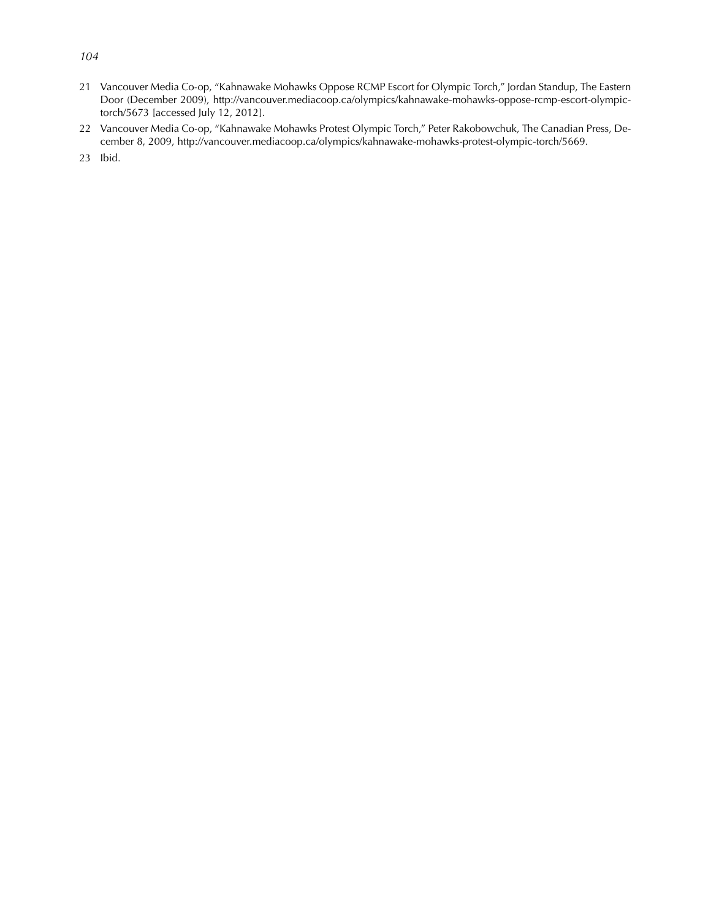21 Vancouver Media Co-op, "Kahnawake Mohawks Oppose RCMP Escort for Olympic Torch," Jordan Standup, The Eastern Door (December 2009), http://vancouver.mediacoop.ca/olympics/kahnawake-mohawks-oppose-rcmp-escort-olympic-torch/5673 [accessed July 12, 2012].

22 Vancouver Media Co-op, "Kahnawake Mohawks Protest Olympic Torch," Peter Rakobowchuk, The Canadian Press, December 8, 2009, http://vancouver.mediacoop.ca/olympics/kahnawake-mohawks-protest-olympic-torch/5669.

23 Ibid.